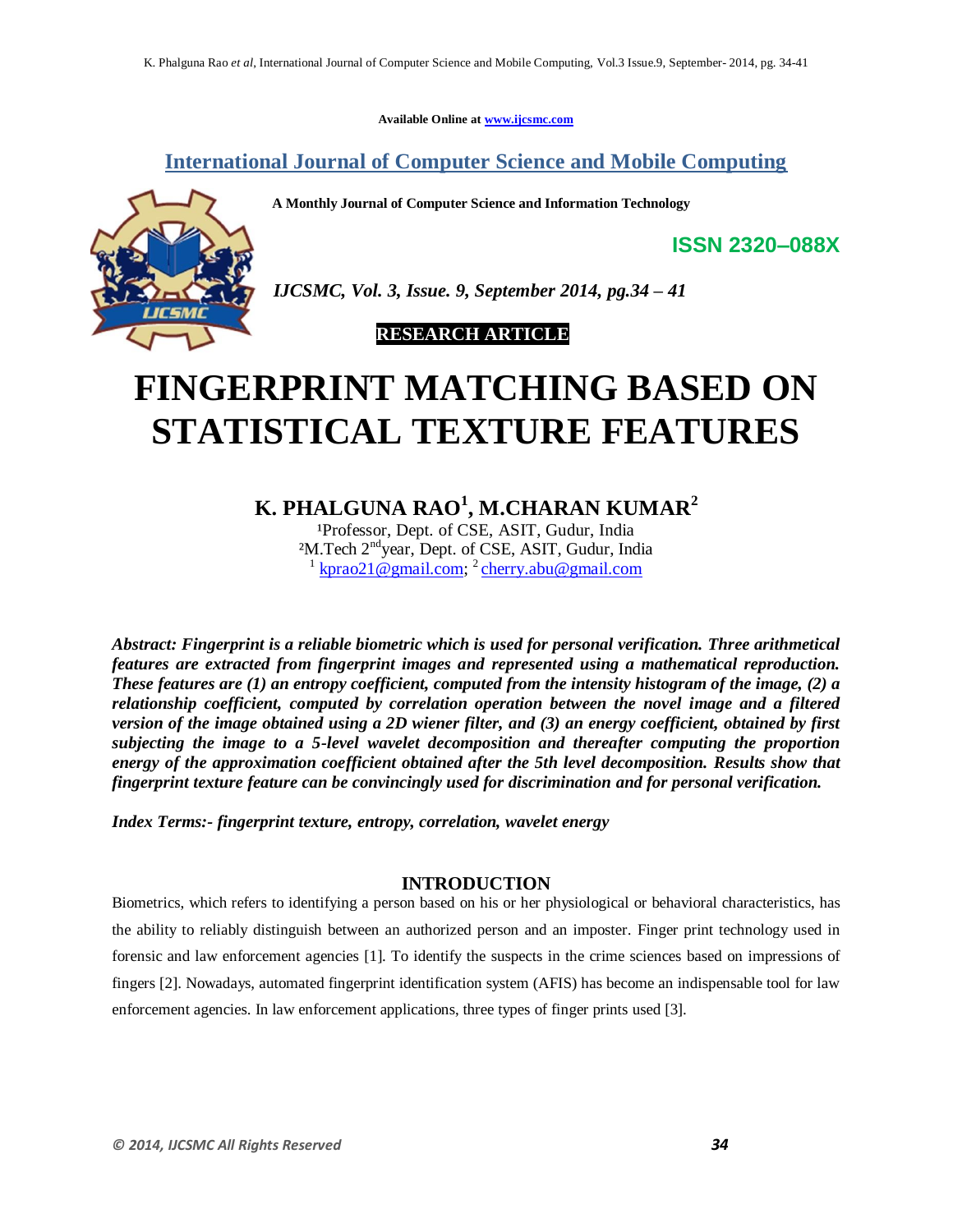Available Online at www.ijcsmc.com

## International Journal of Computer Science and Mobile Computing

**A Monthly Journal of Computer Science and Information Technology**

**ISSN 2320–088X**

*IJCSMC, Vol. 3, Issue. 9, September 2014, pg.34 – 41*

**RESEARCH ARTICLE**

# FINGERPRINT MATCHING BASED ON STATISTICAL TEXTURE FEATURES

**K. PHALGUNA RAO[1], M.CHARAN KUMAR[2]**

[1]Professor, Dept. of CSE, ASIT, Gudur, India
[2]M.Tech 2nd year, Dept. of CSE, ASIT, Gudur, India
[1] kprao21@gmail.com; [2] cherry.abu@gmail.com

***Abstract: Fingerprint is a reliable biometric which is used for personal verification. Three arithmetical features are extracted from fingerprint images and represented using a mathematical reproduction. These features are (1) an entropy coefficient, computed from the intensity histogram of the image, (2) a relationship coefficient, computed by correlation operation between the novel image and a filtered version of the image obtained using a 2D wiener filter, and (3) an energy coefficient, obtained by first subjecting the image to a 5-level wavelet decomposition and thereafter computing the proportion energy of the approximation coefficient obtained after the 5th level decomposition. Results show that fingerprint texture feature can be convincingly used for discrimination and for personal verification.***

***Index Terms:- fingerprint texture, entropy, correlation, wavelet energy***

## INTRODUCTION

Biometrics, which refers to identifying a person based on his or her physiological or behavioral characteristics, has the ability to reliably distinguish between an authorized person and an imposter. Finger print technology used in forensic and law enforcement agencies [1]. To identify the suspects in the crime sciences based on impressions of fingers [2]. Nowadays, automated fingerprint identification system (AFIS) has become an indispensable tool for law enforcement agencies. In law enforcement applications, three types of finger prints used [3].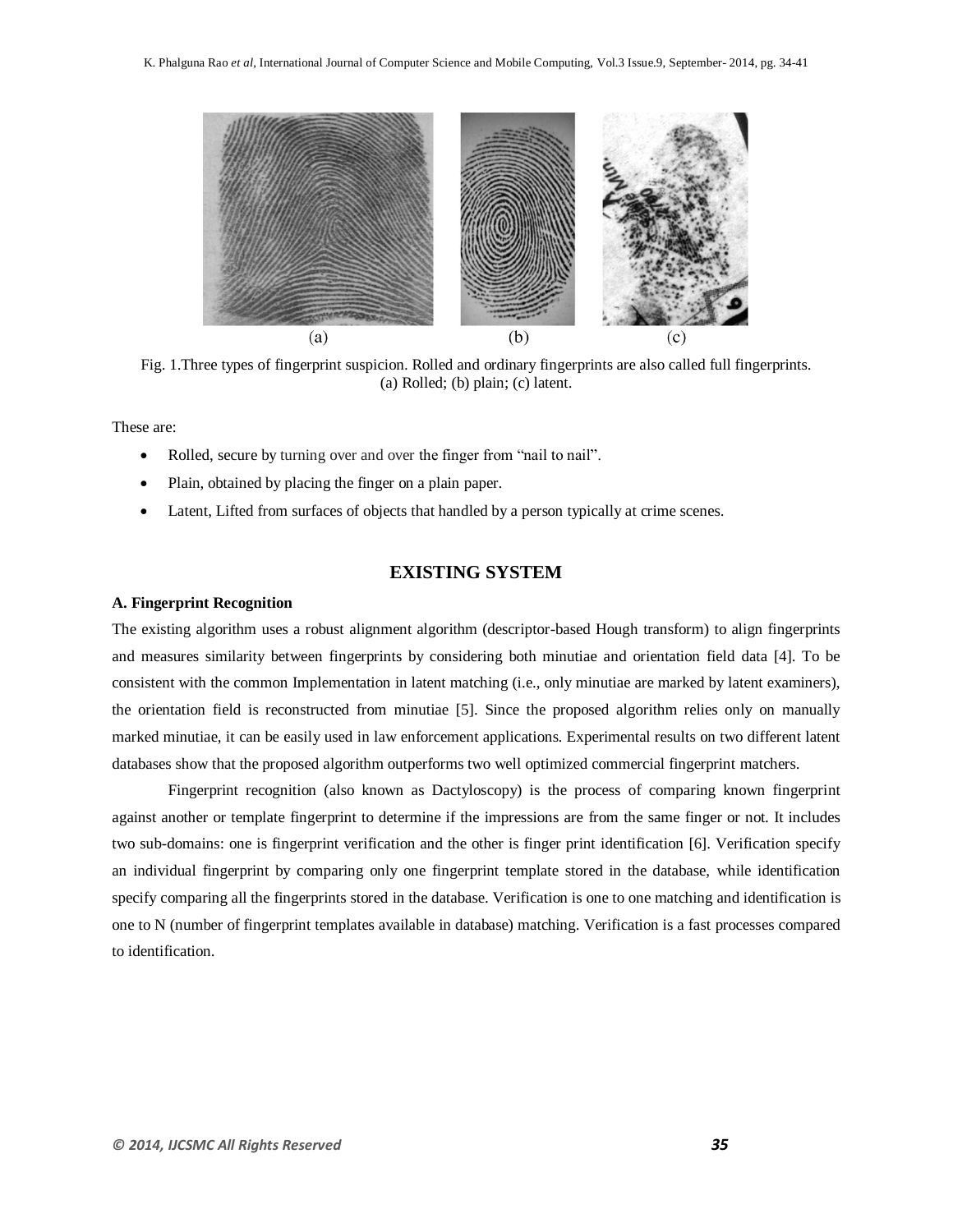(a) (b) (c)

Fig. 1.Three types of fingerprint suspicion. Rolled and ordinary fingerprints are also called full fingerprints. (a) Rolled; (b) plain; (c) latent.

These are:

- Rolled, secure by turning over and over the finger from "nail to nail".
- Plain, obtained by placing the finger on a plain paper.
- Latent, Lifted from surfaces of objects that handled by a person typically at crime scenes.

## EXISTING SYSTEM

### A. Fingerprint Recognition

The existing algorithm uses a robust alignment algorithm (descriptor-based Hough transform) to align fingerprints and measures similarity between fingerprints by considering both minutiae and orientation field data [4]. To be consistent with the common Implementation in latent matching (i.e., only minutiae are marked by latent examiners), the orientation field is reconstructed from minutiae [5]. Since the proposed algorithm relies only on manually marked minutiae, it can be easily used in law enforcement applications. Experimental results on two different latent databases show that the proposed algorithm outperforms two well optimized commercial fingerprint matchers.

Fingerprint recognition (also known as Dactyloscopy) is the process of comparing known fingerprint against another or template fingerprint to determine if the impressions are from the same finger or not. It includes two sub-domains: one is fingerprint verification and the other is finger print identification [6]. Verification specify an individual fingerprint by comparing only one fingerprint template stored in the database, while identification specify comparing all the fingerprints stored in the database. Verification is one to one matching and identification is one to N (number of fingerprint templates available in database) matching. Verification is a fast processes compared to identification.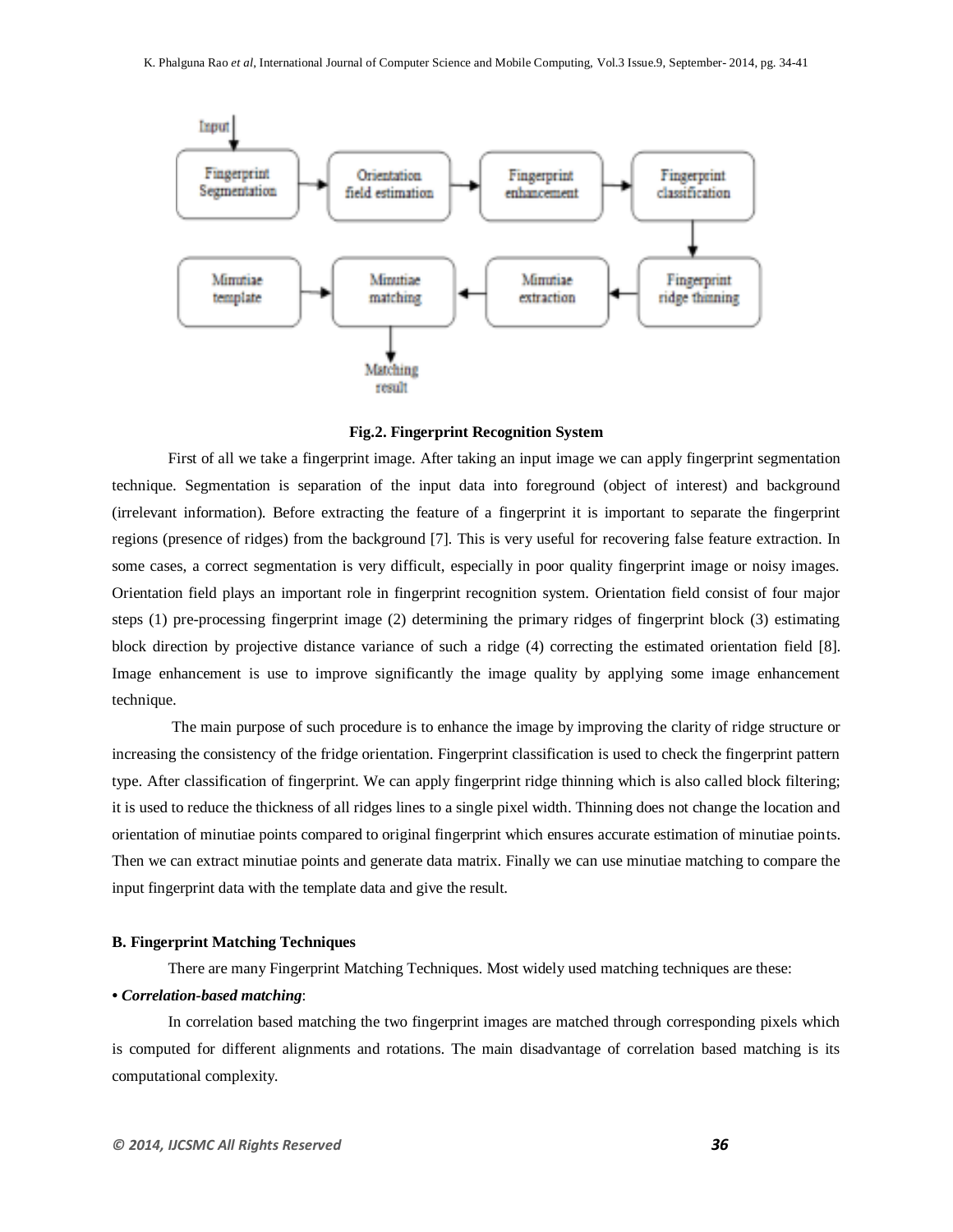Input

Fingerprint Segmentation

Orientation field estimation

Fingerprint enhancement

Fingerprint classification

Fingerprint ridge thinning

Minutiae extraction

Minutiae matching

Minutiae template

Matching result

**Fig.2. Fingerprint Recognition System**

First of all we take a fingerprint image. After taking an input image we can apply fingerprint segmentation technique. Segmentation is separation of the input data into foreground (object of interest) and background (irrelevant information). Before extracting the feature of a fingerprint it is important to separate the fingerprint regions (presence of ridges) from the background [7]. This is very useful for recovering false feature extraction. In some cases, a correct segmentation is very difficult, especially in poor quality fingerprint image or noisy images. Orientation field plays an important role in fingerprint recognition system. Orientation field consist of four major steps (1) pre-processing fingerprint image (2) determining the primary ridges of fingerprint block (3) estimating block direction by projective distance variance of such a ridge (4) correcting the estimated orientation field [8]. Image enhancement is use to improve significantly the image quality by applying some image enhancement technique.

The main purpose of such procedure is to enhance the image by improving the clarity of ridge structure or increasing the consistency of the fridge orientation. Fingerprint classification is used to check the fingerprint pattern type. After classification of fingerprint. We can apply fingerprint ridge thinning which is also called block filtering; it is used to reduce the thickness of all ridges lines to a single pixel width. Thinning does not change the location and orientation of minutiae points compared to original fingerprint which ensures accurate estimation of minutiae points. Then we can extract minutiae points and generate data matrix. Finally we can use minutiae matching to compare the input fingerprint data with the template data and give the result.

**B. Fingerprint Matching Techniques**

There are many Fingerprint Matching Techniques. Most widely used matching techniques are these:

**• *Correlation-based matching***:

In correlation based matching the two fingerprint images are matched through corresponding pixels which is computed for different alignments and rotations. The main disadvantage of correlation based matching is its computational complexity.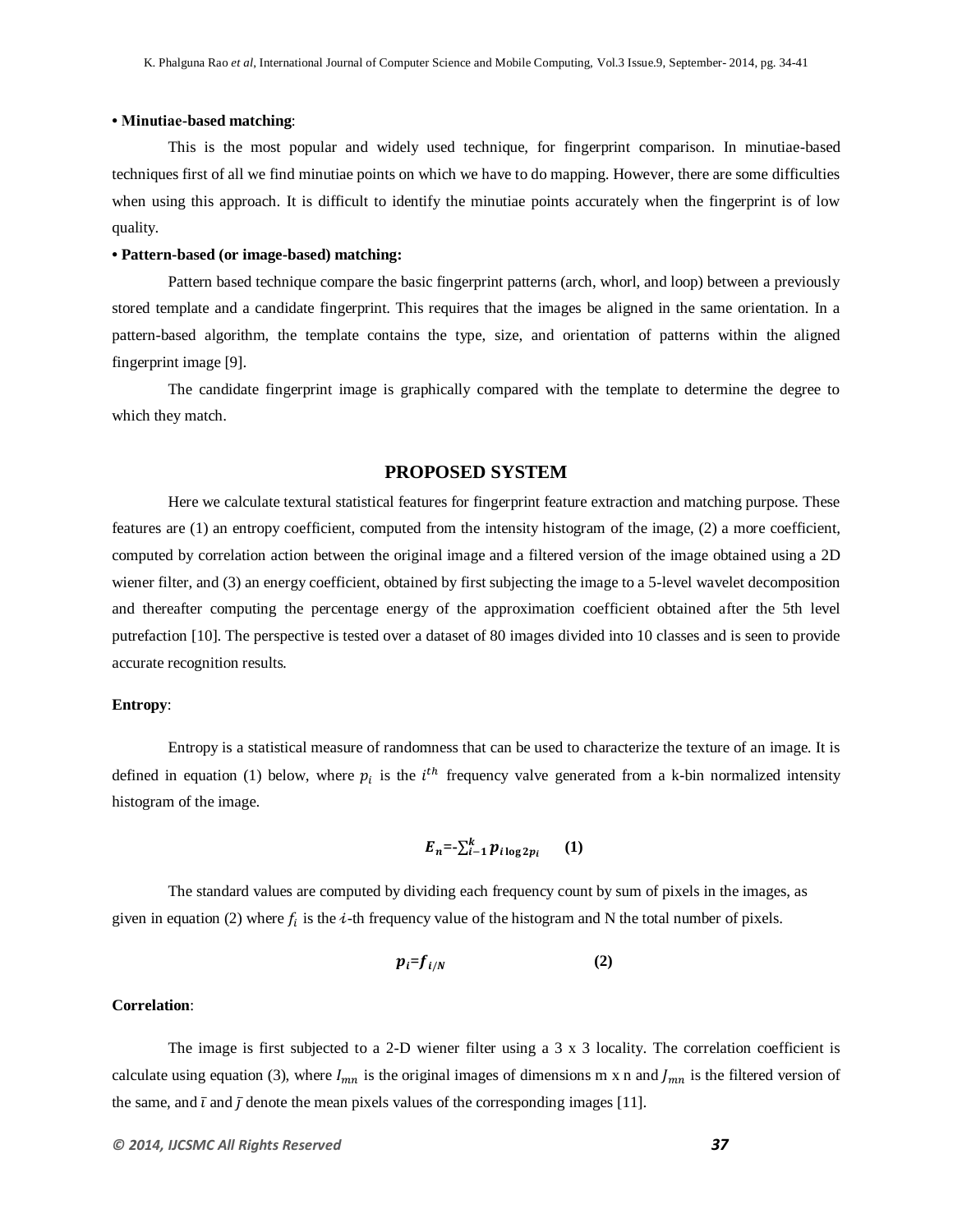**• Minutiae-based matching**:

This is the most popular and widely used technique, for fingerprint comparison. In minutiae-based techniques first of all we find minutiae points on which we have to do mapping. However, there are some difficulties when using this approach. It is difficult to identify the minutiae points accurately when the fingerprint is of low quality.

**• Pattern-based (or image-based) matching:**

Pattern based technique compare the basic fingerprint patterns (arch, whorl, and loop) between a previously stored template and a candidate fingerprint. This requires that the images be aligned in the same orientation. In a pattern-based algorithm, the template contains the type, size, and orientation of patterns within the aligned fingerprint image [9].

The candidate fingerprint image is graphically compared with the template to determine the degree to which they match.

## PROPOSED SYSTEM

Here we calculate textural statistical features for fingerprint feature extraction and matching purpose. These features are (1) an entropy coefficient, computed from the intensity histogram of the image, (2) a more coefficient, computed by correlation action between the original image and a filtered version of the image obtained using a 2D wiener filter, and (3) an energy coefficient, obtained by first subjecting the image to a 5-level wavelet decomposition and thereafter computing the percentage energy of the approximation coefficient obtained after the 5th level putrefaction [10]. The perspective is tested over a dataset of 80 images divided into 10 classes and is seen to provide accurate recognition results.

**Entropy**:

Entropy is a statistical measure of randomness that can be used to characterize the texture of an image. It is defined in equation (1) below, where $p_i$ is the $i^{th}$ frequency valve generated from a k-bin normalized intensity histogram of the image.

$$\boldsymbol{E_n} = -\sum_{i-1}^{k} \boldsymbol{p_{i \log 2 p_i}} \qquad \textbf{(1)}$$

The standard values are computed by dividing each frequency count by sum of pixels in the images, as given in equation (2) where $f_i$ is the $i$-th frequency value of the histogram and N the total number of pixels.

$$\boldsymbol{p_i} = \boldsymbol{f_{i/N}} \qquad \textbf{(2)}$$

**Correlation**:

The image is first subjected to a 2-D wiener filter using a 3 x 3 locality. The correlation coefficient is calculate using equation (3), where $I_{mn}$ is the original images of dimensions m x n and $J_{mn}$ is the filtered version of the same, and $\bar{\imath}$ and $\bar{\jmath}$ denote the mean pixels values of the corresponding images [11].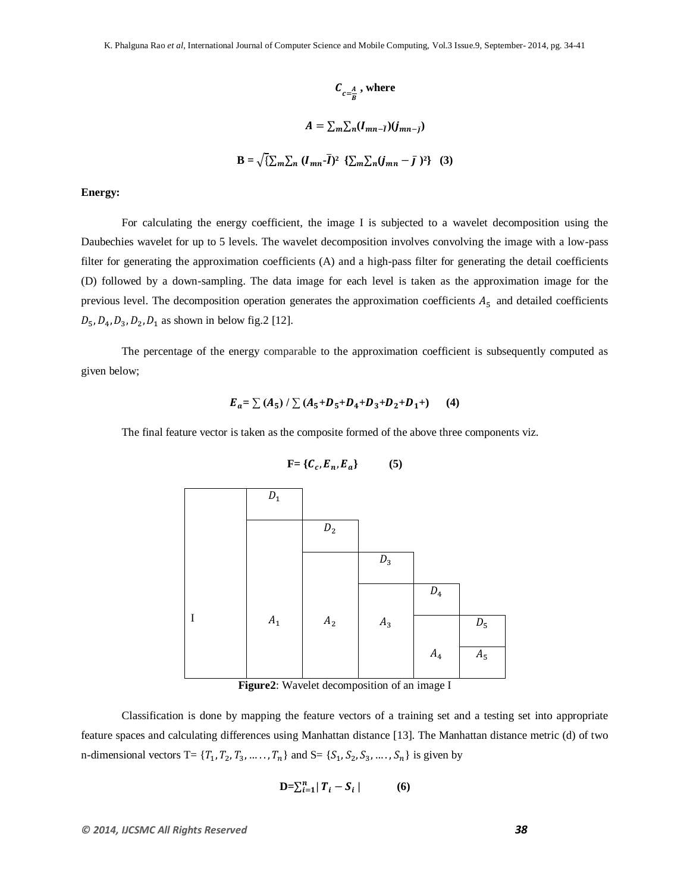$$C_{c=\frac{A}{B}} \text{ , where}$$

$$A = \sum_m \sum_n (I_{mn-\bar{I}})(j_{mn-\bar{j}})$$

$$B = \sqrt{\{\sum_m \sum_n (I_{mn}-\bar{I})^2 \ \{\sum_m \sum_n (j_{mn} - \bar{j})^2\}} \quad (3)$$

**Energy:**

For calculating the energy coefficient, the image I is subjected to a wavelet decomposition using the Daubechies wavelet for up to 5 levels. The wavelet decomposition involves convolving the image with a low-pass filter for generating the approximation coefficients (A) and a high-pass filter for generating the detail coefficients (D) followed by a down-sampling. The data image for each level is taken as the approximation image for the previous level. The decomposition operation generates the approximation coefficients $A_5$ and detailed coefficients $D_5, D_4, D_3, D_2, D_1$ as shown in below fig.2 [12].

The percentage of the energy comparable to the approximation coefficient is subsequently computed as given below;

$$E_a = \sum (A_5) / \sum (A_5 + D_5 + D_4 + D_3 + D_2 + D_1 +) \quad (4)$$

The final feature vector is taken as the composite formed of the above three components viz.

$$F = \{C_c, E_n, E_a\} \quad (5)$$

I

$D_1$

$A_1$

$D_2$

$A_2$

$D_3$

$A_3$

$D_4$

$A_4$

$D_5$

$A_5$

**Figure2**: Wavelet decomposition of an image I

Classification is done by mapping the feature vectors of a training set and a testing set into appropriate feature spaces and calculating differences using Manhattan distance [13]. The Manhattan distance metric (d) of two n-dimensional vectors T= $\{T_1, T_2, T_3, \ldots\ldots, T_n\}$ and S= $\{S_1, S_2, S_3, \ldots., S_n\}$ is given by

$$D = \sum_{i=1}^{n} | T_i - S_i | \quad (6)$$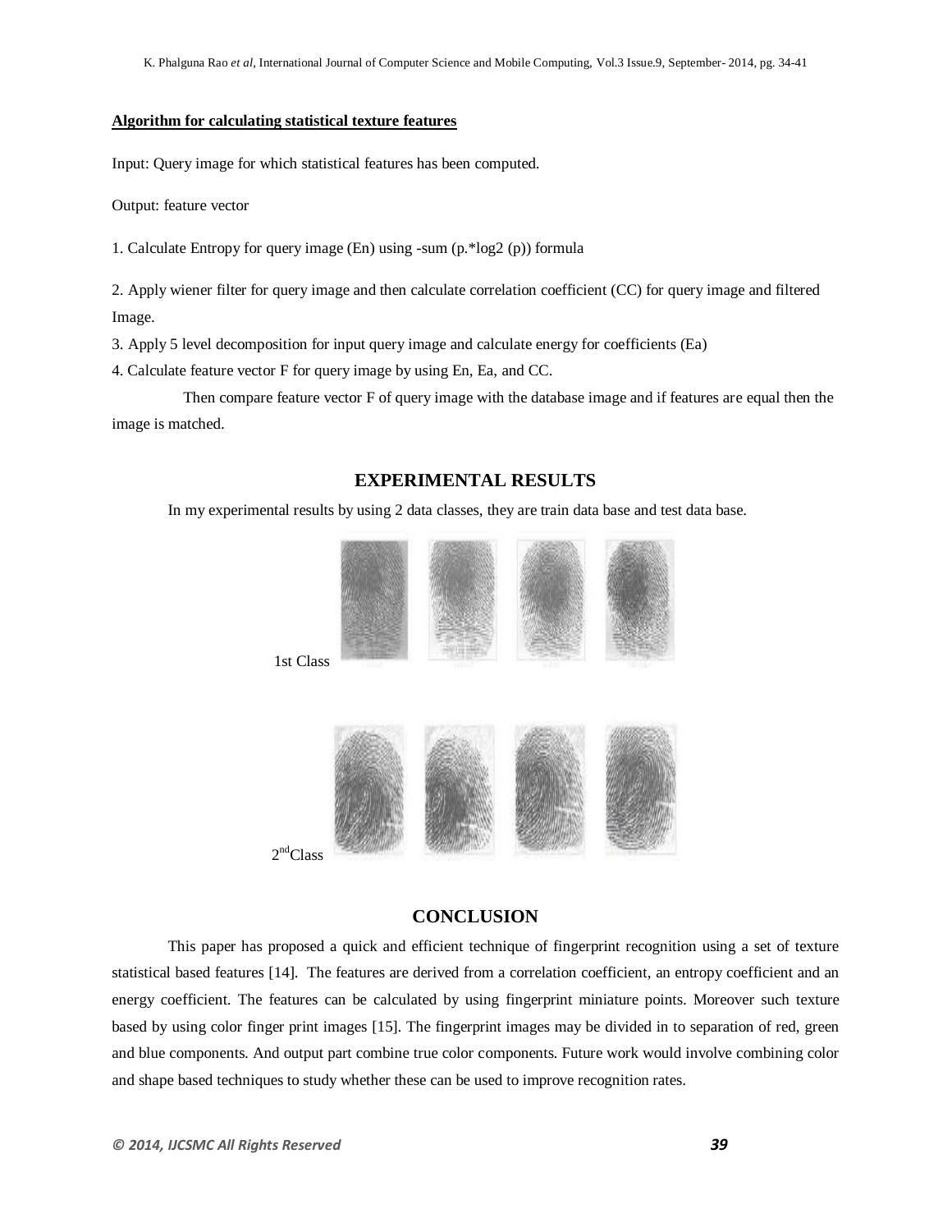**Algorithm for calculating statistical texture features**

Input: Query image for which statistical features has been computed.

Output: feature vector

1. Calculate Entropy for query image (En) using -sum (p.*log2 (p)) formula

2. Apply wiener filter for query image and then calculate correlation coefficient (CC) for query image and filtered Image.
3. Apply 5 level decomposition for input query image and calculate energy for coefficients (Ea)
4. Calculate feature vector F for query image by using En, Ea, and CC.

Then compare feature vector F of query image with the database image and if features are equal then the image is matched.

## EXPERIMENTAL RESULTS

In my experimental results by using 2 data classes, they are train data base and test data base.

1st Class

2nd Class

## CONCLUSION

This paper has proposed a quick and efficient technique of fingerprint recognition using a set of texture statistical based features [14]. The features are derived from a correlation coefficient, an entropy coefficient and an energy coefficient. The features can be calculated by using fingerprint miniature points. Moreover such texture based by using color finger print images [15]. The fingerprint images may be divided in to separation of red, green and blue components. And output part combine true color components. Future work would involve combining color and shape based techniques to study whether these can be used to improve recognition rates.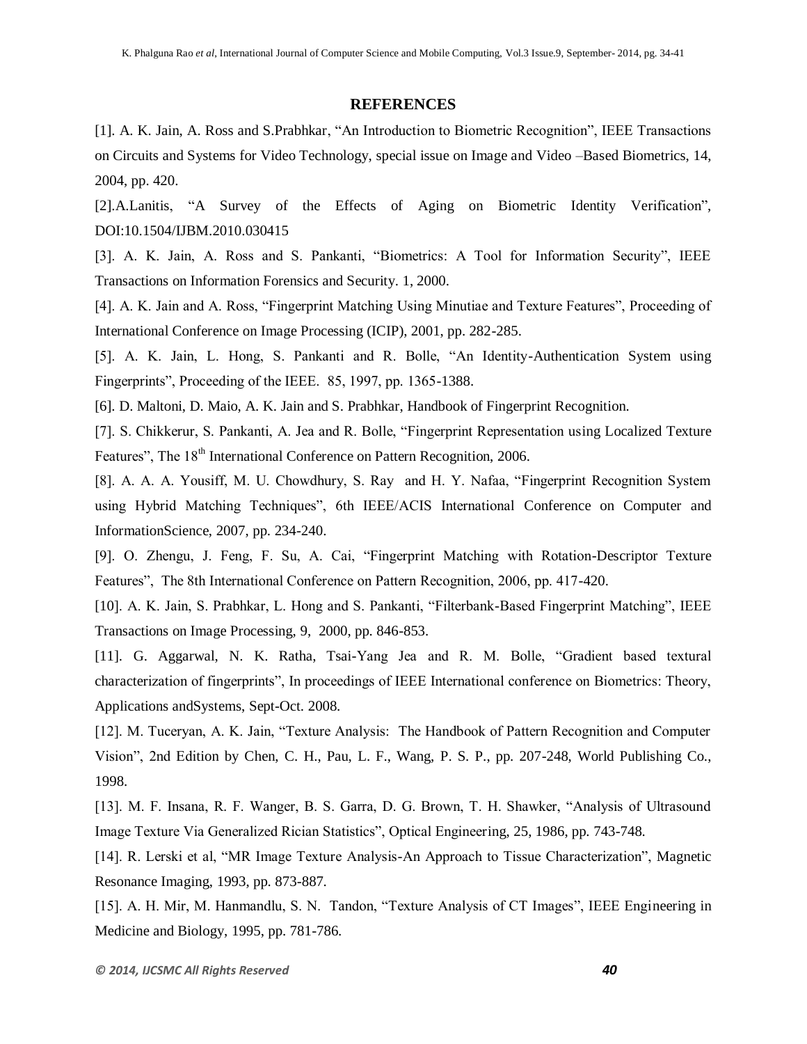## REFERENCES

[1]. A. K. Jain, A. Ross and S.Prabhkar, "An Introduction to Biometric Recognition", IEEE Transactions on Circuits and Systems for Video Technology, special issue on Image and Video –Based Biometrics, 14, 2004, pp. 420.

[2].A.Lanitis, "A Survey of the Effects of Aging on Biometric Identity Verification", DOI:10.1504/IJBM.2010.030415

[3]. A. K. Jain, A. Ross and S. Pankanti, "Biometrics: A Tool for Information Security", IEEE Transactions on Information Forensics and Security. 1, 2000.

[4]. A. K. Jain and A. Ross, "Fingerprint Matching Using Minutiae and Texture Features", Proceeding of International Conference on Image Processing (ICIP), 2001, pp. 282-285.

[5]. A. K. Jain, L. Hong, S. Pankanti and R. Bolle, "An Identity-Authentication System using Fingerprints", Proceeding of the IEEE. 85, 1997, pp. 1365-1388.

[6]. D. Maltoni, D. Maio, A. K. Jain and S. Prabhkar, Handbook of Fingerprint Recognition.

[7]. S. Chikkerur, S. Pankanti, A. Jea and R. Bolle, "Fingerprint Representation using Localized Texture Features", The 18th International Conference on Pattern Recognition, 2006.

[8]. A. A. A. Yousiff, M. U. Chowdhury, S. Ray and H. Y. Nafaa, "Fingerprint Recognition System using Hybrid Matching Techniques", 6th IEEE/ACIS International Conference on Computer and InformationScience, 2007, pp. 234-240.

[9]. O. Zhengu, J. Feng, F. Su, A. Cai, "Fingerprint Matching with Rotation-Descriptor Texture Features", The 8th International Conference on Pattern Recognition, 2006, pp. 417-420.

[10]. A. K. Jain, S. Prabhkar, L. Hong and S. Pankanti, "Filterbank-Based Fingerprint Matching", IEEE Transactions on Image Processing, 9, 2000, pp. 846-853.

[11]. G. Aggarwal, N. K. Ratha, Tsai-Yang Jea and R. M. Bolle, "Gradient based textural characterization of fingerprints", In proceedings of IEEE International conference on Biometrics: Theory, Applications andSystems, Sept-Oct. 2008.

[12]. M. Tuceryan, A. K. Jain, "Texture Analysis: The Handbook of Pattern Recognition and Computer Vision", 2nd Edition by Chen, C. H., Pau, L. F., Wang, P. S. P., pp. 207-248, World Publishing Co., 1998.

[13]. M. F. Insana, R. F. Wanger, B. S. Garra, D. G. Brown, T. H. Shawker, "Analysis of Ultrasound Image Texture Via Generalized Rician Statistics", Optical Engineering, 25, 1986, pp. 743-748.

[14]. R. Lerski et al, "MR Image Texture Analysis-An Approach to Tissue Characterization", Magnetic Resonance Imaging, 1993, pp. 873-887.

[15]. A. H. Mir, M. Hanmandlu, S. N. Tandon, "Texture Analysis of CT Images", IEEE Engineering in Medicine and Biology, 1995, pp. 781-786.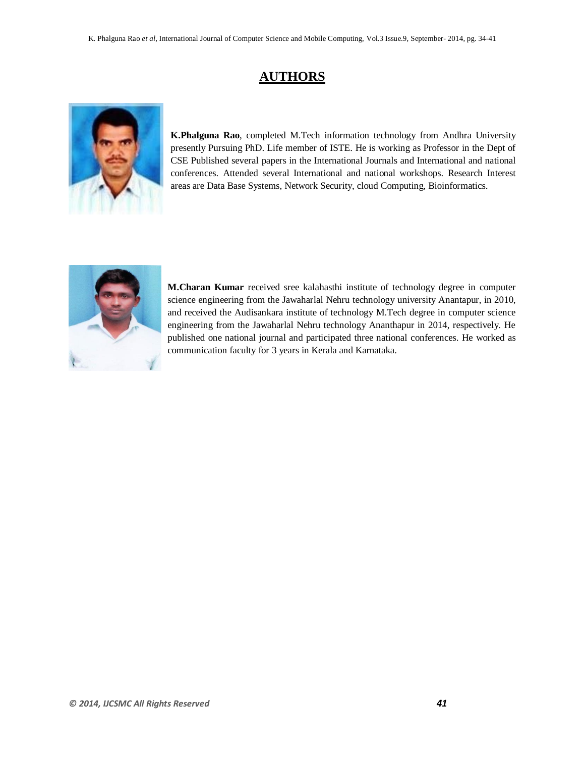# AUTHORS

**K.Phalguna Rao**, completed M.Tech information technology from Andhra University presently Pursuing PhD. Life member of ISTE. He is working as Professor in the Dept of CSE Published several papers in the International Journals and International and national conferences. Attended several International and national workshops. Research Interest areas are Data Base Systems, Network Security, cloud Computing, Bioinformatics.

**M.Charan Kumar** received sree kalahasthi institute of technology degree in computer science engineering from the Jawaharlal Nehru technology university Anantapur, in 2010, and received the Audisankara institute of technology M.Tech degree in computer science engineering from the Jawaharlal Nehru technology Ananthapur in 2014, respectively. He published one national journal and participated three national conferences. He worked as communication faculty for 3 years in Kerala and Karnataka.